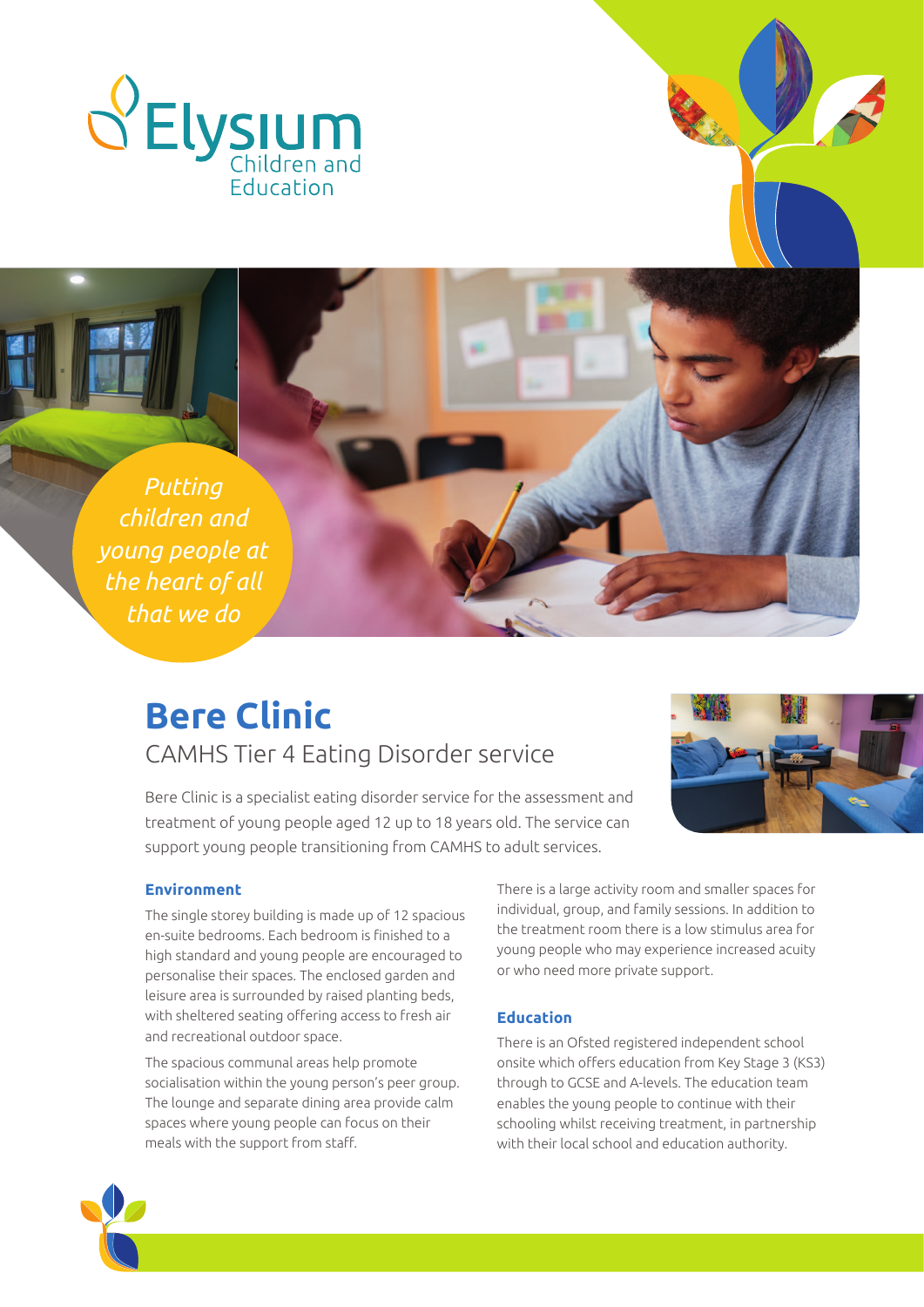Elysium Children and Education

*Putting children and young people at the heart of all that we do*

# Bere Clinic

## CAMHS Tier 4 Eating Disorder service

Bere Clinic is a specialist eating disorder service for the assessment and treatment of young people aged 12 up to 18 years old. The service can support young people transitioning from CAMHS to adult services.

### Environment

The single storey building is made up of 12 spacious en-suite bedrooms. Each bedroom is finished to a high standard and young people are encouraged to personalise their spaces. The enclosed garden and leisure area is surrounded by raised planting beds, with sheltered seating offering access to fresh air and recreational outdoor space.

The spacious communal areas help promote socialisation within the young person's peer group. The lounge and separate dining area provide calm spaces where young people can focus on their meals with the support from staff.

There is a large activity room and smaller spaces for individual, group, and family sessions. In addition to the treatment room there is a low stimulus area for young people who may experience increased acuity or who need more private support.

### Education

There is an Ofsted registered independent school onsite which offers education from Key Stage 3 (KS3) through to GCSE and A-levels. The education team enables the young people to continue with their schooling whilst receiving treatment, in partnership with their local school and education authority.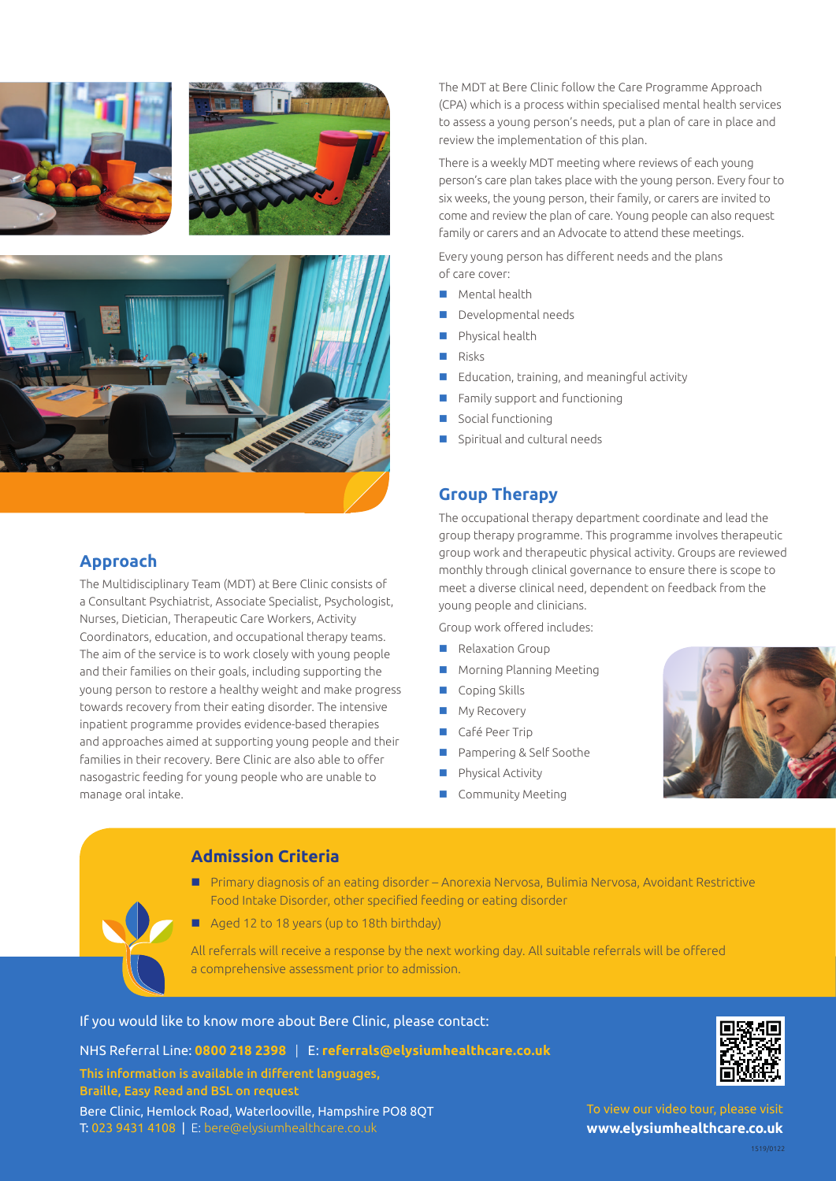## Approach

The Multidisciplinary Team (MDT) at Bere Clinic consists of a Consultant Psychiatrist, Associate Specialist, Psychologist, Nurses, Dietician, Therapeutic Care Workers, Activity Coordinators, education, and occupational therapy teams. The aim of the service is to work closely with young people and their families on their goals, including supporting the young person to restore a healthy weight and make progress towards recovery from their eating disorder. The intensive inpatient programme provides evidence-based therapies and approaches aimed at supporting young people and their families in their recovery. Bere Clinic are also able to offer nasogastric feeding for young people who are unable to manage oral intake.

The MDT at Bere Clinic follow the Care Programme Approach (CPA) which is a process within specialised mental health services to assess a young person's needs, put a plan of care in place and review the implementation of this plan.

There is a weekly MDT meeting where reviews of each young person's care plan takes place with the young person. Every four to six weeks, the young person, their family, or carers are invited to come and review the plan of care. Young people can also request family or carers and an Advocate to attend these meetings.

Every young person has different needs and the plans of care cover:

- Mental health
- Developmental needs
- Physical health
- Risks
- Education, training, and meaningful activity
- Family support and functioning
- Social functioning
- Spiritual and cultural needs

## Group Therapy

The occupational therapy department coordinate and lead the group therapy programme. This programme involves therapeutic group work and therapeutic physical activity. Groups are reviewed monthly through clinical governance to ensure there is scope to meet a diverse clinical need, dependent on feedback from the young people and clinicians.

Group work offered includes:

- Relaxation Group
- Morning Planning Meeting
- Coping Skills
- My Recovery
- Café Peer Trip
- Pampering & Self Soothe
- Physical Activity
- Community Meeting

## Admission Criteria

- Primary diagnosis of an eating disorder – Anorexia Nervosa, Bulimia Nervosa, Avoidant Restrictive Food Intake Disorder, other specified feeding or eating disorder
- Aged 12 to 18 years (up to 18th birthday)

All referrals will receive a response by the next working day. All suitable referrals will be offered a comprehensive assessment prior to admission.

If you would like to know more about Bere Clinic, please contact:

NHS Referral Line: **0800 218 2398** | E: **referrals@elysiumhealthcare.co.uk**

**This information is available in different languages, Braille, Easy Read and BSL on request**

Bere Clinic, Hemlock Road, Waterlooville, Hampshire PO8 8QT
T: 023 9431 4108 | E: bere@elysiumhealthcare.co.uk

To view our video tour, please visit
**www.elysiumhealthcare.co.uk**

1519/0122